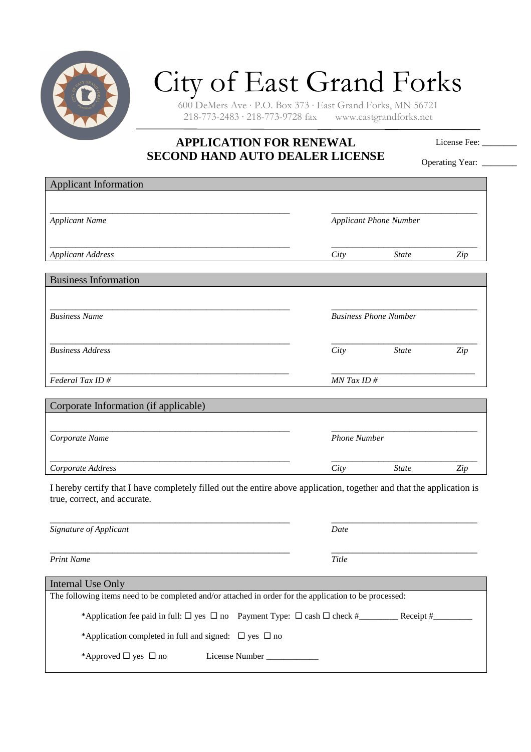# City of East Grand Forks

600 DeMers Ave · P.O. Box 373 · East Grand Forks, MN 56721
218-773-2483 · 218-773-9728 fax    www.eastgrandforks.net

## APPLICATION FOR RENEWAL
## SECOND HAND AUTO DEALER LICENSE

License Fee: ________

Operating Year: ________

### Applicant Information

_______________________________________________    ______________________________

*Applicant Name*    *Applicant Phone Number*

_______________________________________________    ______________________________

*Applicant Address*    *City*    *State*    *Zip*

### Business Information

_______________________________________________    ______________________________

*Business Name*    *Business Phone Number*

_______________________________________________    ______________________________

*Business Address*    *City*    *State*    *Zip*

_______________________________________________    ______________________________

*Federal Tax ID #*    *MN Tax ID #*

### Corporate Information (if applicable)

_______________________________________________    ______________________________

*Corporate Name*    *Phone Number*

_______________________________________________    ______________________________

*Corporate Address*    *City*    *State*    *Zip*

I hereby certify that I have completely filled out the entire above application, together and that the application is true, correct, and accurate.

_______________________________________________    ______________________________

*Signature of Applicant*    *Date*

_______________________________________________    ______________________________

*Print Name*    *Title*

### Internal Use Only

The following items need to be completed and/or attached in order for the application to be processed:

*Application fee paid in full: ☐ yes ☐ no  Payment Type: ☐ cash ☐ check #_________ Receipt #_________

*Application completed in full and signed: ☐ yes ☐ no

*Approved ☐ yes ☐ no    License Number ____________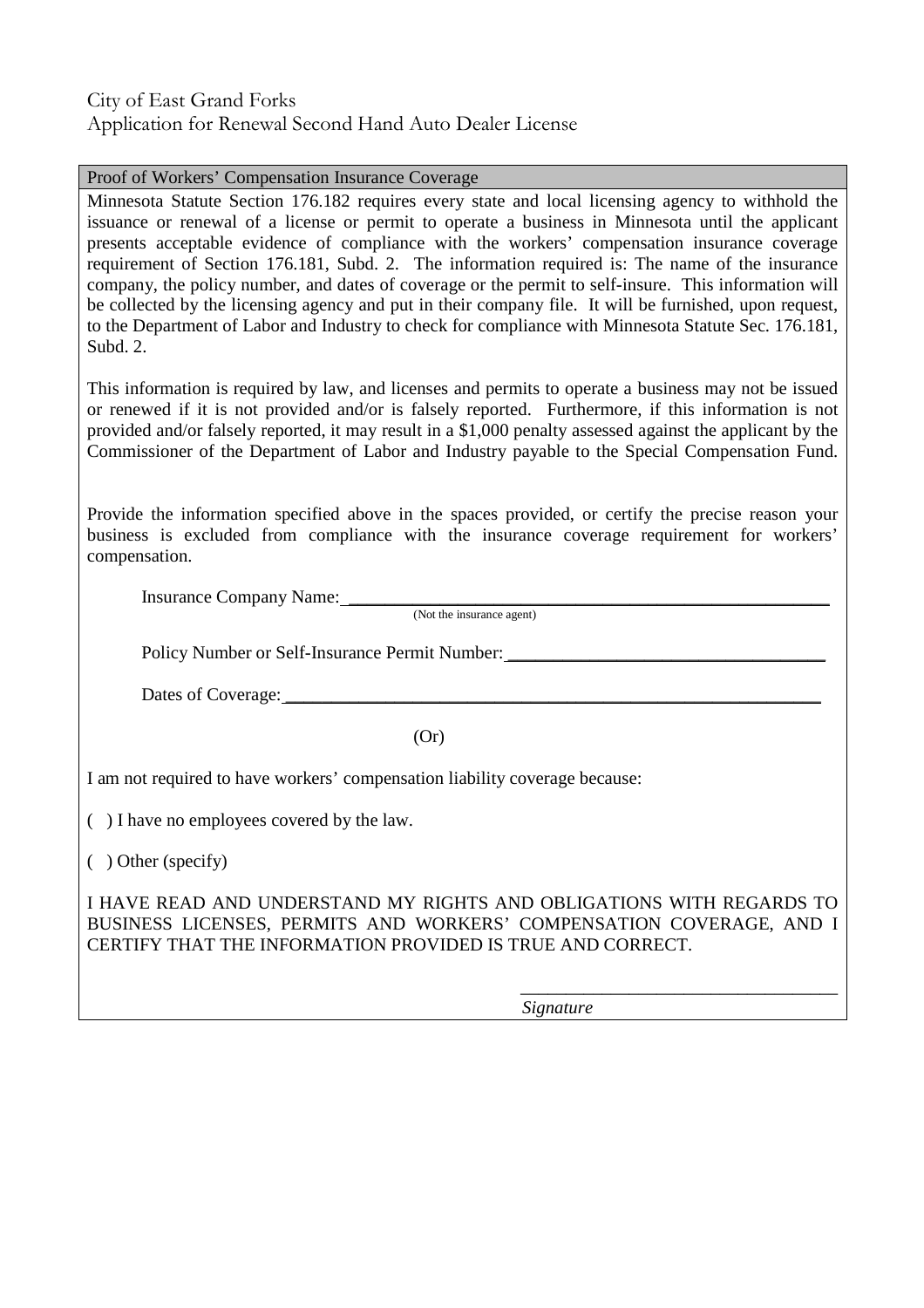City of East Grand Forks
Application for Renewal Second Hand Auto Dealer License

**Proof of Workers' Compensation Insurance Coverage**

Minnesota Statute Section 176.182 requires every state and local licensing agency to withhold the issuance or renewal of a license or permit to operate a business in Minnesota until the applicant presents acceptable evidence of compliance with the workers' compensation insurance coverage requirement of Section 176.181, Subd. 2. The information required is: The name of the insurance company, the policy number, and dates of coverage or the permit to self-insure. This information will be collected by the licensing agency and put in their company file. It will be furnished, upon request, to the Department of Labor and Industry to check for compliance with Minnesota Statute Sec. 176.181, Subd. 2.

This information is required by law, and licenses and permits to operate a business may not be issued or renewed if it is not provided and/or is falsely reported. Furthermore, if this information is not provided and/or falsely reported, it may result in a $1,000 penalty assessed against the applicant by the Commissioner of the Department of Labor and Industry payable to the Special Compensation Fund.

Provide the information specified above in the spaces provided, or certify the precise reason your business is excluded from compliance with the insurance coverage requirement for workers' compensation.

Insurance Company Name: ______________________________________________________
(Not the insurance agent)

Policy Number or Self-Insurance Permit Number: ___________________________________

Dates of Coverage: ___________________________________________________________

(Or)

I am not required to have workers' compensation liability coverage because:

( ) I have no employees covered by the law.

( ) Other (specify)

I HAVE READ AND UNDERSTAND MY RIGHTS AND OBLIGATIONS WITH REGARDS TO BUSINESS LICENSES, PERMITS AND WORKERS' COMPENSATION COVERAGE, AND I CERTIFY THAT THE INFORMATION PROVIDED IS TRUE AND CORRECT.

___________________________________
*Signature*